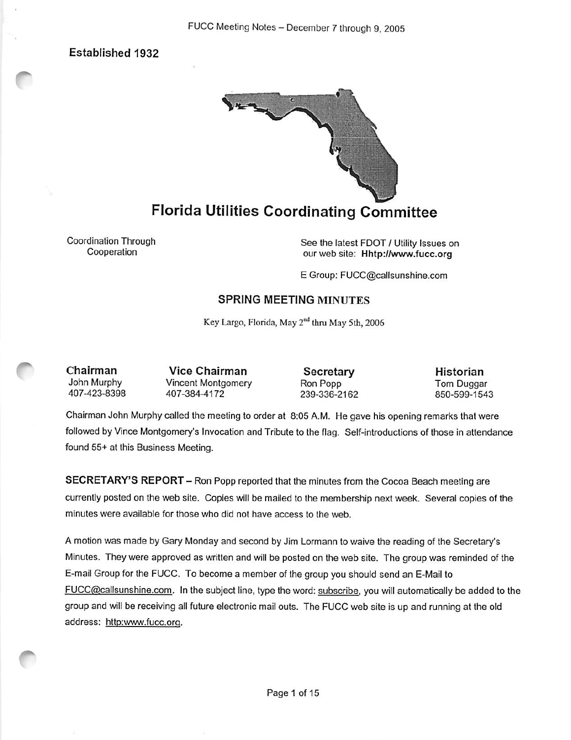Established 1932

# Florida Utilities Coordinating Committee

Coordination Through Cooperation

See the latest FDOT / Utility Issues on our web site: **Hhttp://www.fucc.org**

E Group: FUCC@callsunshine.com

## SPRING MEETING MINUTES

Key Largo, Florida, May 2nd thru May 5th, 2006

| Chairman | Vice Chairman | Secretary | Historian |
|---|---|---|---|
| John Murphy | Vincent Montgomery | Ron Popp | Tom Duggar |
| 407-423-8398 | 407-384-4172 | 239-336-2162 | 850-599-1543 |

Chairman John Murphy called the meeting to order at 8:05 A.M. He gave his opening remarks that were followed by Vince Montgomery's Invocation and Tribute to the flag. Self-introductions of those in attendance found 55+ at this Business Meeting.

**SECRETARY'S REPORT** – Ron Popp reported that the minutes from the Cocoa Beach meeting are currently posted on the web site. Copies will be mailed to the membership next week. Several copies of the minutes were available for those who did not have access to the web.

A motion was made by Gary Monday and second by Jim Lormann to waive the reading of the Secretary's Minutes. They were approved as written and will be posted on the web site. The group was reminded of the E-mail Group for the FUCC. To become a member of the group you should send an E-Mail to FUCC@callsunshine.com. In the subject line, type the word: subscribe, you will automatically be added to the group and will be receiving all future electronic mail outs. The FUCC web site is up and running at the old address: http:www.fucc.org.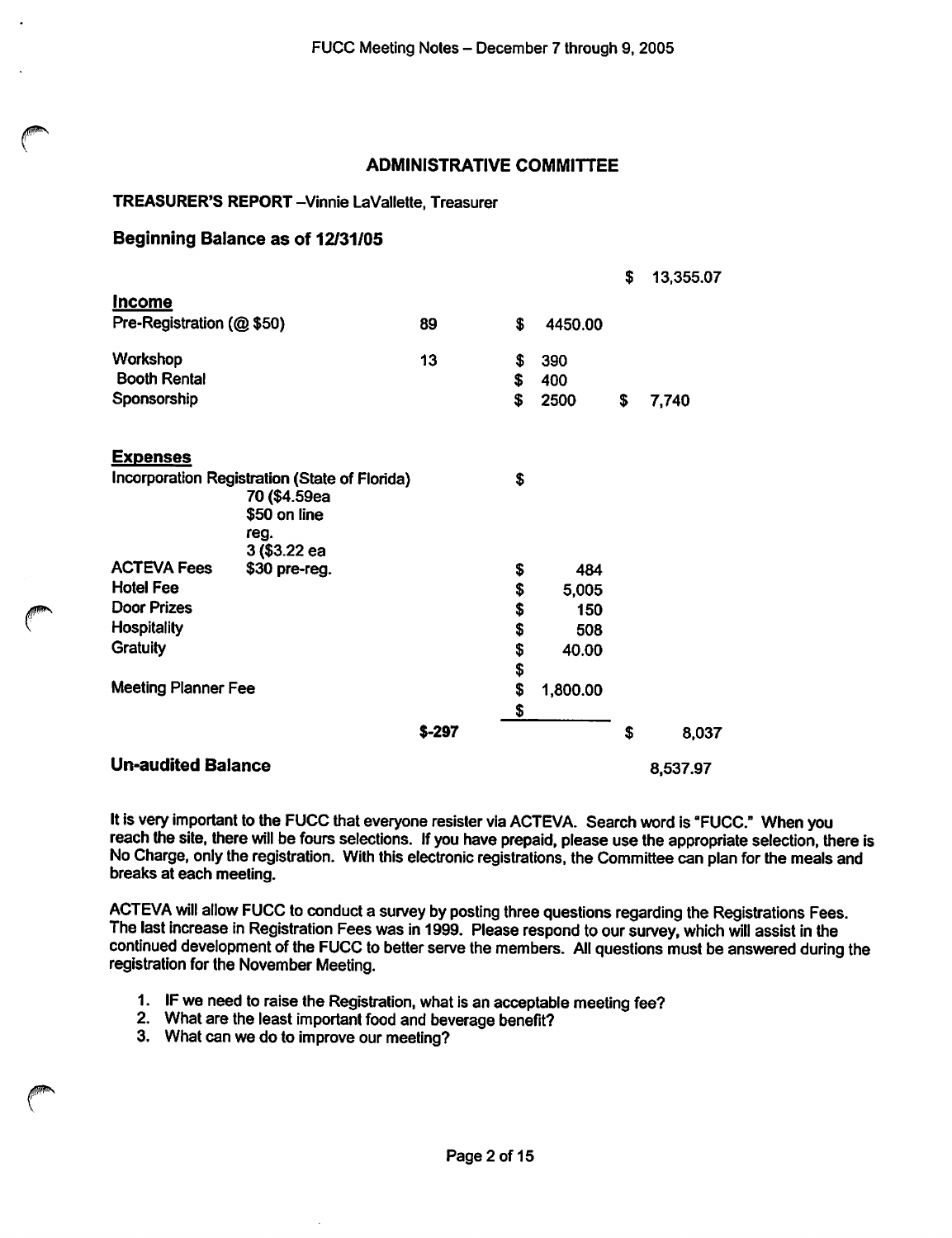## ADMINISTRATIVE COMMITTEE

**TREASURER'S REPORT** –Vinnie LaVallette, Treasurer

### Beginning Balance as of 12/31/05

| | | | | | |
|---|---|---|---|---|---|
| | | | | $ | 13,355.07 |
| **Income** | | | | | |
| Pre-Registration (@ $50) | | 89 | $ 4450.00 | | |
| Workshop | | 13 | $ 390 | | |
| Booth Rental | | | $ 400 | | |
| Sponsorship | | | $ 2500 | $ | 7,740 |
| **Expenses** | | | | | |
| Incorporation Registration (State of Florida) | | | $ | | |
| ACTEVA Fees | 70 ($4.59ea $50 on line reg. 3 ($3.22 ea $30 pre-reg. | | $ 484 | | |
| Hotel Fee | | | $ 5,005 | | |
| Door Prizes | | | $ 150 | | |
| Hospitality | | | $ 508 | | |
| Gratuity | | | $ 40.00 | | |
| | | | $ | | |
| Meeting Planner Fee | | | $ 1,800.00 | | |
| | | | $ | | |
| | | $-297 | | $ | 8,037 |
| **Un-audited Balance** | | | | | 8,537.97 |

It is very important to the FUCC that everyone resister via ACTEVA. Search word is "FUCC." When you reach the site, there will be fours selections. If you have prepaid, please use the appropriate selection, there is No Charge, only the registration. With this electronic registrations, the Committee can plan for the meals and breaks at each meeting.

ACTEVA will allow FUCC to conduct a survey by posting three questions regarding the Registrations Fees. The last increase in Registration Fees was in 1999. Please respond to our survey, which will assist in the continued development of the FUCC to better serve the members. All questions must be answered during the registration for the November Meeting.

1. IF we need to raise the Registration, what is an acceptable meeting fee?
2. What are the least important food and beverage benefit?
3. What can we do to improve our meeting?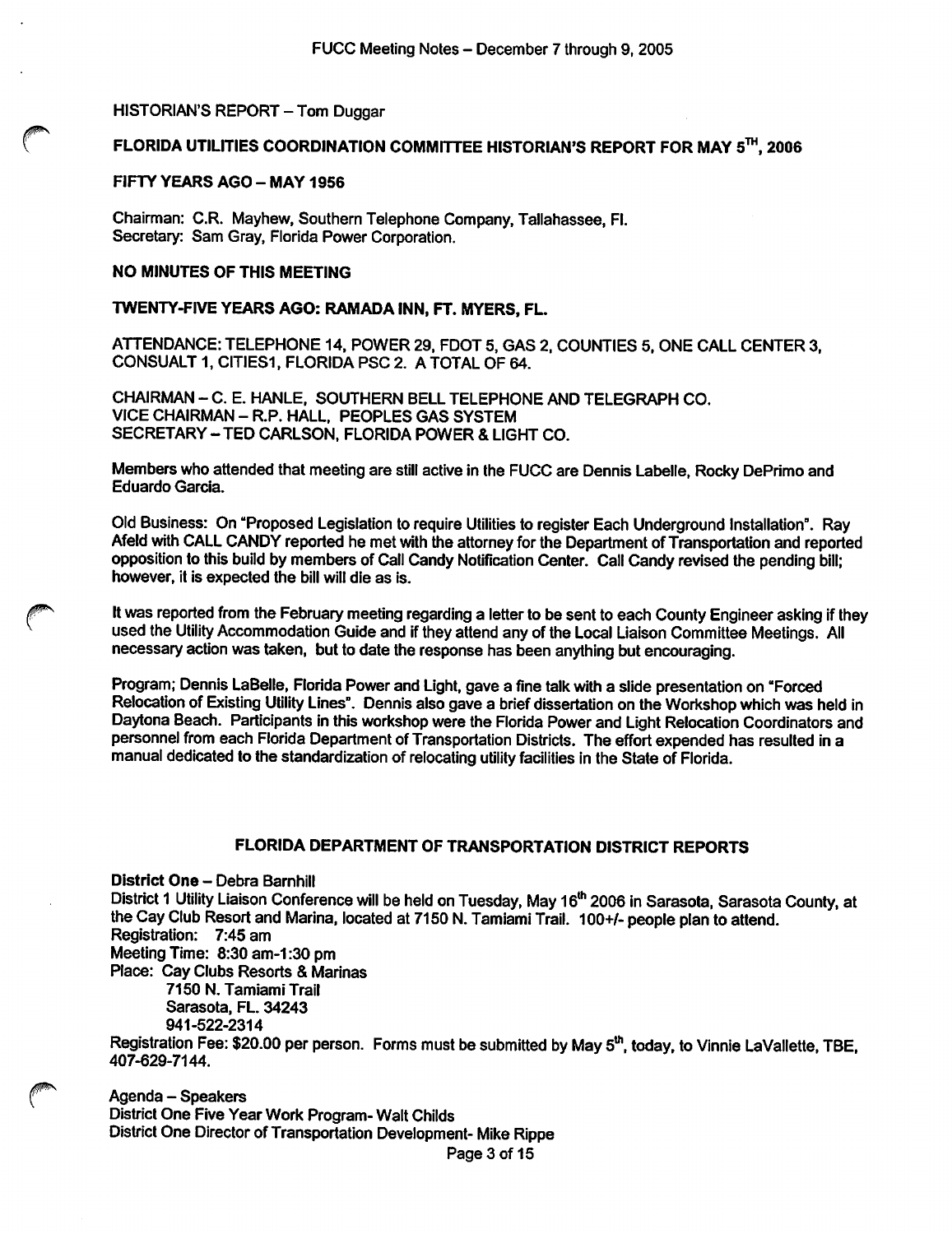HISTORIAN'S REPORT – Tom Duggar

## FLORIDA UTILITIES COORDINATION COMMITTEE HISTORIAN'S REPORT FOR MAY 5TH, 2006

**FIFTY YEARS AGO – MAY 1956**

Chairman: C.R. Mayhew, Southern Telephone Company, Tallahassee, Fl.
Secretary: Sam Gray, Florida Power Corporation.

**NO MINUTES OF THIS MEETING**

**TWENTY-FIVE YEARS AGO: RAMADA INN, FT. MYERS, FL.**

ATTENDANCE: TELEPHONE 14, POWER 29, FDOT 5, GAS 2, COUNTIES 5, ONE CALL CENTER 3, CONSUALT 1, CITIES1, FLORIDA PSC 2. A TOTAL OF 64.

CHAIRMAN – C. E. HANLE, SOUTHERN BELL TELEPHONE AND TELEGRAPH CO.
VICE CHAIRMAN – R.P. HALL, PEOPLES GAS SYSTEM
SECRETARY – TED CARLSON, FLORIDA POWER & LIGHT CO.

Members who attended that meeting are still active in the FUCC are Dennis Labelle, Rocky DePrimo and Eduardo Garcia.

Old Business: On "Proposed Legislation to require Utilities to register Each Underground Installation". Ray Afeld with CALL CANDY reported he met with the attorney for the Department of Transportation and reported opposition to this build by members of Call Candy Notification Center. Call Candy revised the pending bill; however, it is expected the bill will die as is.

It was reported from the February meeting regarding a letter to be sent to each County Engineer asking if they used the Utility Accommodation Guide and if they attend any of the Local Liaison Committee Meetings. All necessary action was taken, but to date the response has been anything but encouraging.

Program; Dennis LaBelle, Florida Power and Light, gave a fine talk with a slide presentation on "Forced Relocation of Existing Utility Lines". Dennis also gave a brief dissertation on the Workshop which was held in Daytona Beach. Participants in this workshop were the Florida Power and Light Relocation Coordinators and personnel from each Florida Department of Transportation Districts. The effort expended has resulted in a manual dedicated to the standardization of relocating utility facilities in the State of Florida.

## FLORIDA DEPARTMENT OF TRANSPORTATION DISTRICT REPORTS

**District One** – Debra Barnhill
District 1 Utility Liaison Conference will be held on Tuesday, May 16th 2006 in Sarasota, Sarasota County, at the Cay Club Resort and Marina, located at 7150 N. Tamiami Trail. 100+/- people plan to attend.
Registration: 7:45 am
Meeting Time: 8:30 am-1:30 pm
Place: Cay Clubs Resorts & Marinas
7150 N. Tamiami Trail
Sarasota, FL. 34243
941-522-2314
Registration Fee: $20.00 per person. Forms must be submitted by May 5th, today, to Vinnie LaVallette, TBE, 407-629-7144.

Agenda – Speakers
District One Five Year Work Program- Walt Childs
District One Director of Transportation Development- Mike Rippe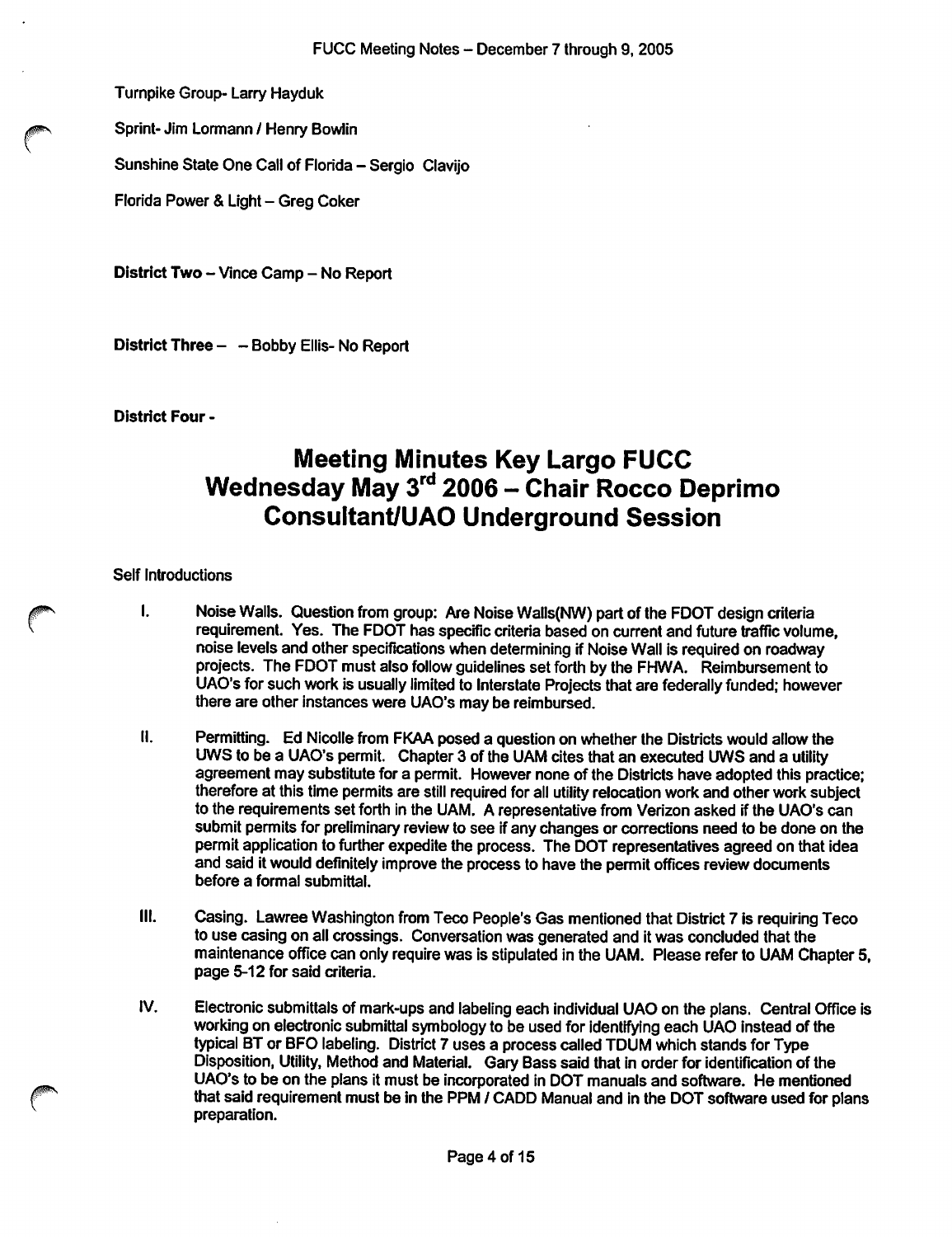Turnpike Group- Larry Hayduk

Sprint- Jim Lormann / Henry Bowlin

Sunshine State One Call of Florida – Sergio Clavijo

Florida Power & Light – Greg Coker

**District Two** – Vince Camp – No Report

**District Three** – – Bobby Ellis- No Report

**District Four** -

# Meeting Minutes Key Largo FUCC Wednesday May 3rd 2006 – Chair Rocco Deprimo Consultant/UAO Underground Session

Self Introductions

I. Noise Walls. Question from group: Are Noise Walls(NW) part of the FDOT design criteria requirement. Yes. The FDOT has specific criteria based on current and future traffic volume, noise levels and other specifications when determining if Noise Wall is required on roadway projects. The FDOT must also follow guidelines set forth by the FHWA. Reimbursement to UAO's for such work is usually limited to Interstate Projects that are federally funded; however there are other instances were UAO's may be reimbursed.

II. Permitting. Ed Nicolle from FKAA posed a question on whether the Districts would allow the UWS to be a UAO's permit. Chapter 3 of the UAM cites that an executed UWS and a utility agreement may substitute for a permit. However none of the Districts have adopted this practice; therefore at this time permits are still required for all utility relocation work and other work subject to the requirements set forth in the UAM. A representative from Verizon asked if the UAO's can submit permits for preliminary review to see if any changes or corrections need to be done on the permit application to further expedite the process. The DOT representatives agreed on that idea and said it would definitely improve the process to have the permit offices review documents before a formal submittal.

III. Casing. Lawree Washington from Teco People's Gas mentioned that District 7 is requiring Teco to use casing on all crossings. Conversation was generated and it was concluded that the maintenance office can only require was is stipulated in the UAM. Please refer to UAM Chapter 5, page 5-12 for said criteria.

IV. Electronic submittals of mark-ups and labeling each individual UAO on the plans. Central Office is working on electronic submittal symbology to be used for identifying each UAO instead of the typical BT or BFO labeling. District 7 uses a process called TDUM which stands for Type Disposition, Utility, Method and Material. Gary Bass said that in order for identification of the UAO's to be on the plans it must be incorporated in DOT manuals and software. He mentioned that said requirement must be in the PPM / CADD Manual and in the DOT software used for plans preparation.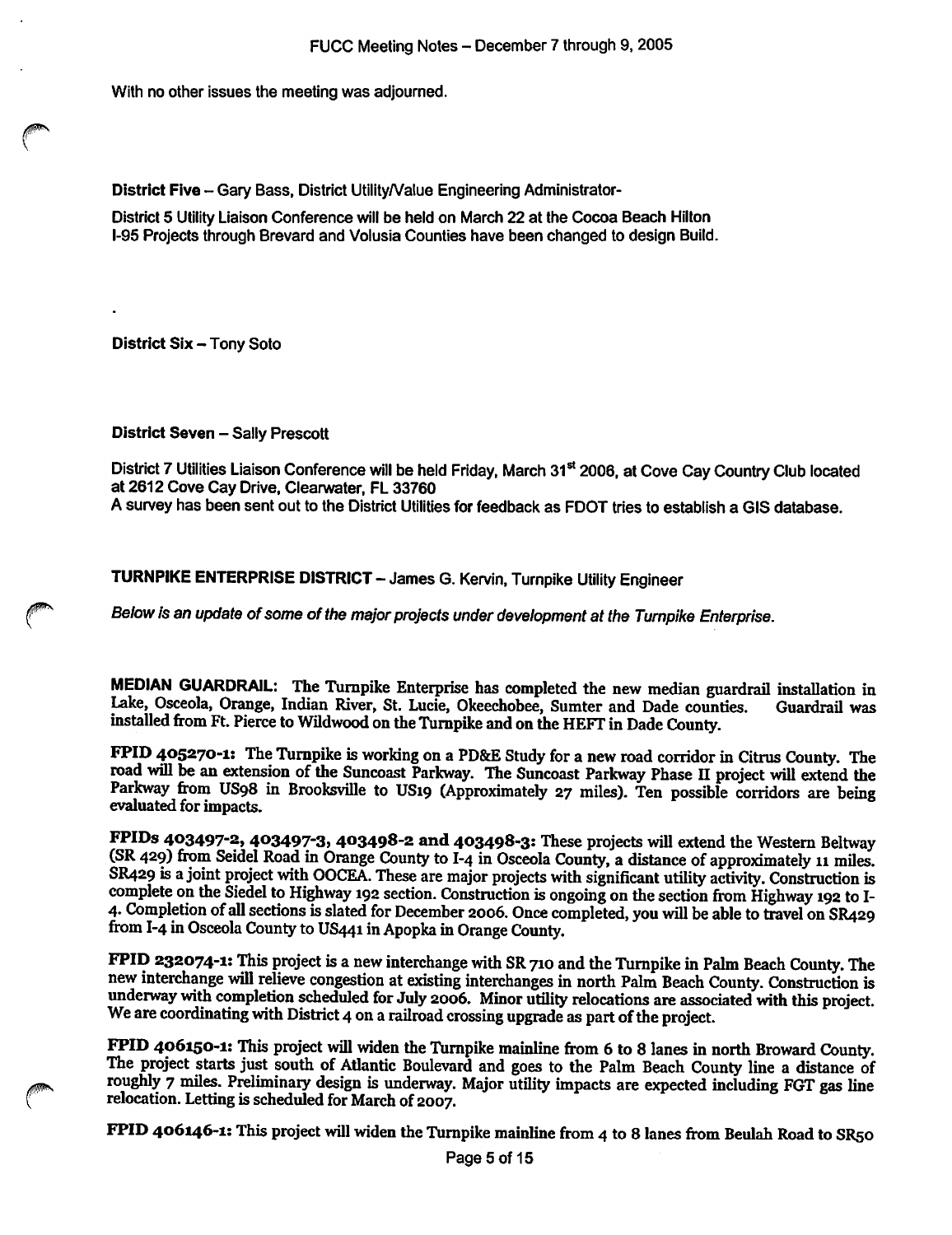With no other issues the meeting was adjourned.

**District Five** – Gary Bass, District Utility/Value Engineering Administrator-

District 5 Utility Liaison Conference will be held on March 22 at the Cocoa Beach Hilton
I-95 Projects through Brevard and Volusia Counties have been changed to design Build.

**District Six** – Tony Soto

**District Seven** – Sally Prescott

District 7 Utilities Liaison Conference will be held Friday, March 31st 2006, at Cove Cay Country Club located at 2612 Cove Cay Drive, Clearwater, FL 33760
A survey has been sent out to the District Utilities for feedback as FDOT tries to establish a GIS database.

**TURNPIKE ENTERPRISE DISTRICT** – James G. Kervin, Turnpike Utility Engineer

*Below is an update of some of the major projects under development at the Turnpike Enterprise.*

**MEDIAN GUARDRAIL:** The Turnpike Enterprise has completed the new median guardrail installation in Lake, Osceola, Orange, Indian River, St. Lucie, Okeechobee, Sumter and Dade counties. Guardrail was installed from Ft. Pierce to Wildwood on the Turnpike and on the HEFT in Dade County.

**FPID 405270-1:** The Turnpike is working on a PD&E Study for a new road corridor in Citrus County. The road will be an extension of the Suncoast Parkway. The Suncoast Parkway Phase II project will extend the Parkway from US98 in Brooksville to US19 (Approximately 27 miles). Ten possible corridors are being evaluated for impacts.

**FPIDs 403497-2, 403497-3, 403498-2 and 403498-3:** These projects will extend the Western Beltway (SR 429) from Seidel Road in Orange County to I-4 in Osceola County, a distance of approximately 11 miles. SR429 is a joint project with OOCEA. These are major projects with significant utility activity. Construction is complete on the Siedel to Highway 192 section. Construction is ongoing on the section from Highway 192 to I-4. Completion of all sections is slated for December 2006. Once completed, you will be able to travel on SR429 from I-4 in Osceola County to US441 in Apopka in Orange County.

**FPID 232074-1:** This project is a new interchange with SR 710 and the Turnpike in Palm Beach County. The new interchange will relieve congestion at existing interchanges in north Palm Beach County. Construction is underway with completion scheduled for July 2006. Minor utility relocations are associated with this project. We are coordinating with District 4 on a railroad crossing upgrade as part of the project.

**FPID 406150-1:** This project will widen the Turnpike mainline from 6 to 8 lanes in north Broward County. The project starts just south of Atlantic Boulevard and goes to the Palm Beach County line a distance of roughly 7 miles. Preliminary design is underway. Major utility impacts are expected including FGT gas line relocation. Letting is scheduled for March of 2007.

**FPID 406146-1:** This project will widen the Turnpike mainline from 4 to 8 lanes from Beulah Road to SR50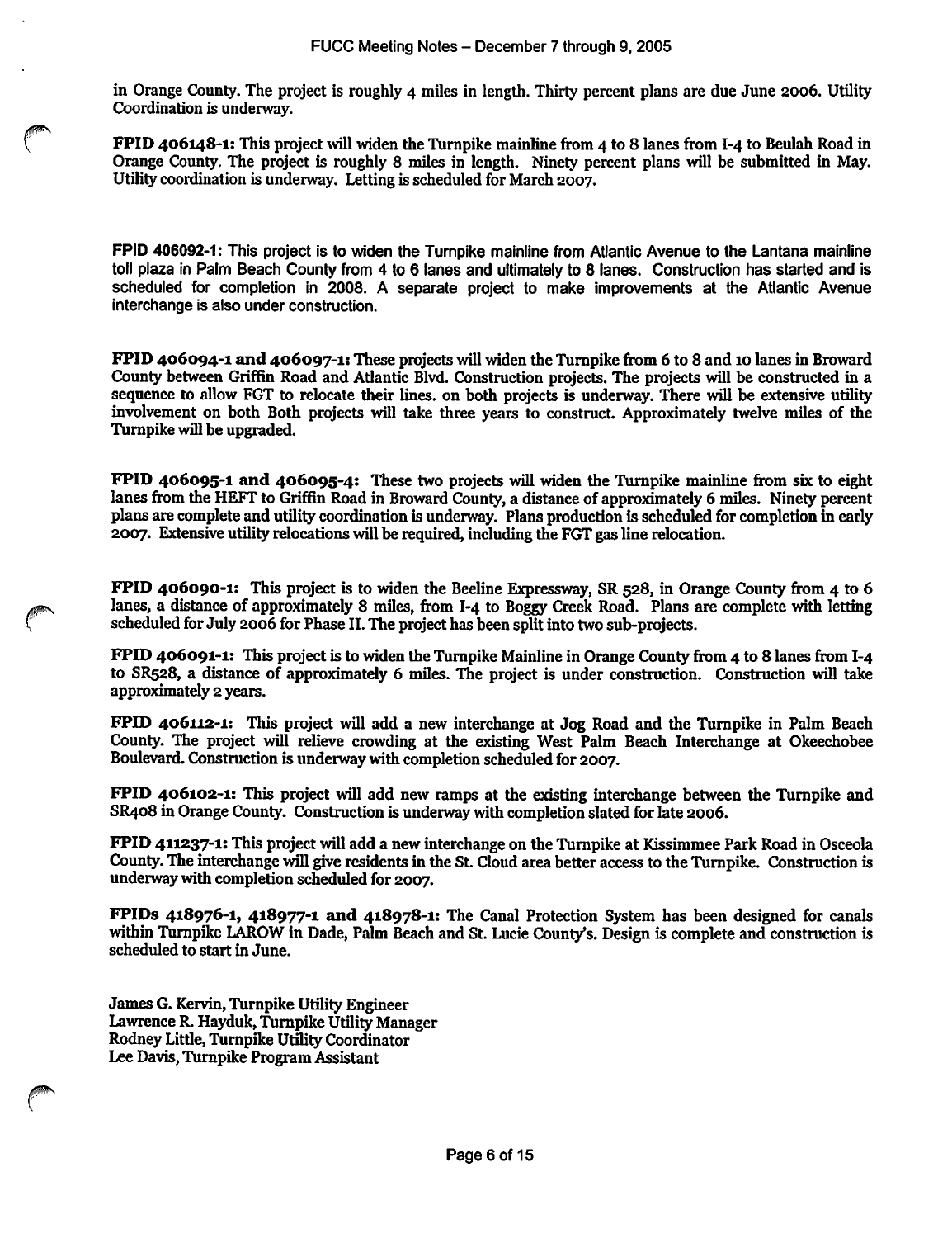in Orange County. The project is roughly 4 miles in length. Thirty percent plans are due June 2006. Utility Coordination is underway.

**FPID 406148-1:** This project will widen the Turnpike mainline from 4 to 8 lanes from I-4 to Beulah Road in Orange County. The project is roughly 8 miles in length. Ninety percent plans will be submitted in May. Utility coordination is underway. Letting is scheduled for March 2007.

**FPID 406092-1:** This project is to widen the Turnpike mainline from Atlantic Avenue to the Lantana mainline toll plaza in Palm Beach County from 4 to 6 lanes and ultimately to 8 lanes. Construction has started and is scheduled for completion in 2008. A separate project to make improvements at the Atlantic Avenue interchange is also under construction.

**FPID 406094-1 and 406097-1:** These projects will widen the Turnpike from 6 to 8 and 10 lanes in Broward County between Griffin Road and Atlantic Blvd. Construction projects. The projects will be constructed in a sequence to allow FGT to relocate their lines. on both projects is underway. There will be extensive utility involvement on both Both projects will take three years to construct. Approximately twelve miles of the Turnpike will be upgraded.

**FPID 406095-1 and 406095-4:** These two projects will widen the Turnpike mainline from six to eight lanes from the HEFT to Griffin Road in Broward County, a distance of approximately 6 miles. Ninety percent plans are complete and utility coordination is underway. Plans production is scheduled for completion in early 2007. Extensive utility relocations will be required, including the FGT gas line relocation.

**FPID 406090-1:** This project is to widen the Beeline Expressway, SR 528, in Orange County from 4 to 6 lanes, a distance of approximately 8 miles, from I-4 to Boggy Creek Road. Plans are complete with letting scheduled for July 2006 for Phase II. The project has been split into two sub-projects.

**FPID 406091-1:** This project is to widen the Turnpike Mainline in Orange County from 4 to 8 lanes from I-4 to SR528, a distance of approximately 6 miles. The project is under construction. Construction will take approximately 2 years.

**FPID 406112-1:** This project will add a new interchange at Jog Road and the Turnpike in Palm Beach County. The project will relieve crowding at the existing West Palm Beach Interchange at Okeechobee Boulevard. Construction is underway with completion scheduled for 2007.

**FPID 406102-1:** This project will add new ramps at the existing interchange between the Turnpike and SR408 in Orange County. Construction is underway with completion slated for late 2006.

**FPID 411237-1:** This project will add a new interchange on the Turnpike at Kissimmee Park Road in Osceola County. The interchange will give residents in the St. Cloud area better access to the Turnpike. Construction is underway with completion scheduled for 2007.

**FPIDs 418976-1, 418977-1 and 418978-1:** The Canal Protection System has been designed for canals within Turnpike LAROW in Dade, Palm Beach and St. Lucie County's. Design is complete and construction is scheduled to start in June.

James G. Kervin, Turnpike Utility Engineer
Lawrence R. Hayduk, Turnpike Utility Manager
Rodney Little, Turnpike Utility Coordinator
Lee Davis, Turnpike Program Assistant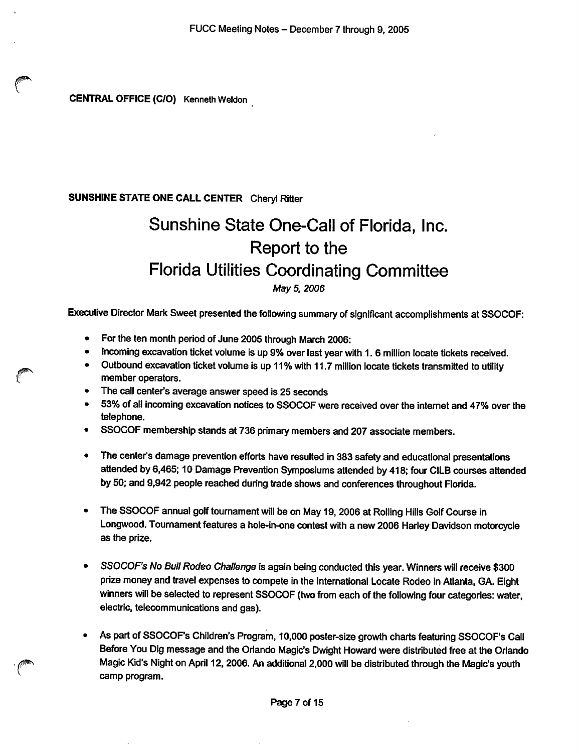**CENTRAL OFFICE (C/O)** Kenneth Weldon

**SUNSHINE STATE ONE CALL CENTER** Cheryl Ritter

# Sunshine State One-Call of Florida, Inc.
# Report to the
# Florida Utilities Coordinating Committee

*May 5, 2006*

Executive Director Mark Sweet presented the following summary of significant accomplishments at SSOCOF:

- For the ten month period of June 2005 through March 2006:
- Incoming excavation ticket volume is up 9% over last year with 1. 6 million locate tickets received.
- Outbound excavation ticket volume is up 11% with 11.7 million locate tickets transmitted to utility member operators.
- The call center's average answer speed is 25 seconds
- 53% of all incoming excavation notices to SSOCOF were received over the internet and 47% over the telephone.
- SSOCOF membership stands at 736 primary members and 207 associate members.

- The center's damage prevention efforts have resulted in 383 safety and educational presentations attended by 6,465; 10 Damage Prevention Symposiums attended by 418; four CILB courses attended by 50; and 9,942 people reached during trade shows and conferences throughout Florida.

- The SSOCOF annual golf tournament will be on May 19, 2006 at Rolling Hills Golf Course in Longwood. Tournament features a hole-in-one contest with a new 2006 Harley Davidson motorcycle as the prize.

- *SSOCOF's No Bull Rodeo Challenge* is again being conducted this year. Winners will receive $300 prize money and travel expenses to compete in the International Locate Rodeo in Atlanta, GA. Eight winners will be selected to represent SSOCOF (two from each of the following four categories: water, electric, telecommunications and gas).

- As part of SSOCOF's Children's Program, 10,000 poster-size growth charts featuring SSOCOF's Call Before You Dig message and the Orlando Magic's Dwight Howard were distributed free at the Orlando Magic Kid's Night on April 12, 2006. An additional 2,000 will be distributed through the Magic's youth camp program.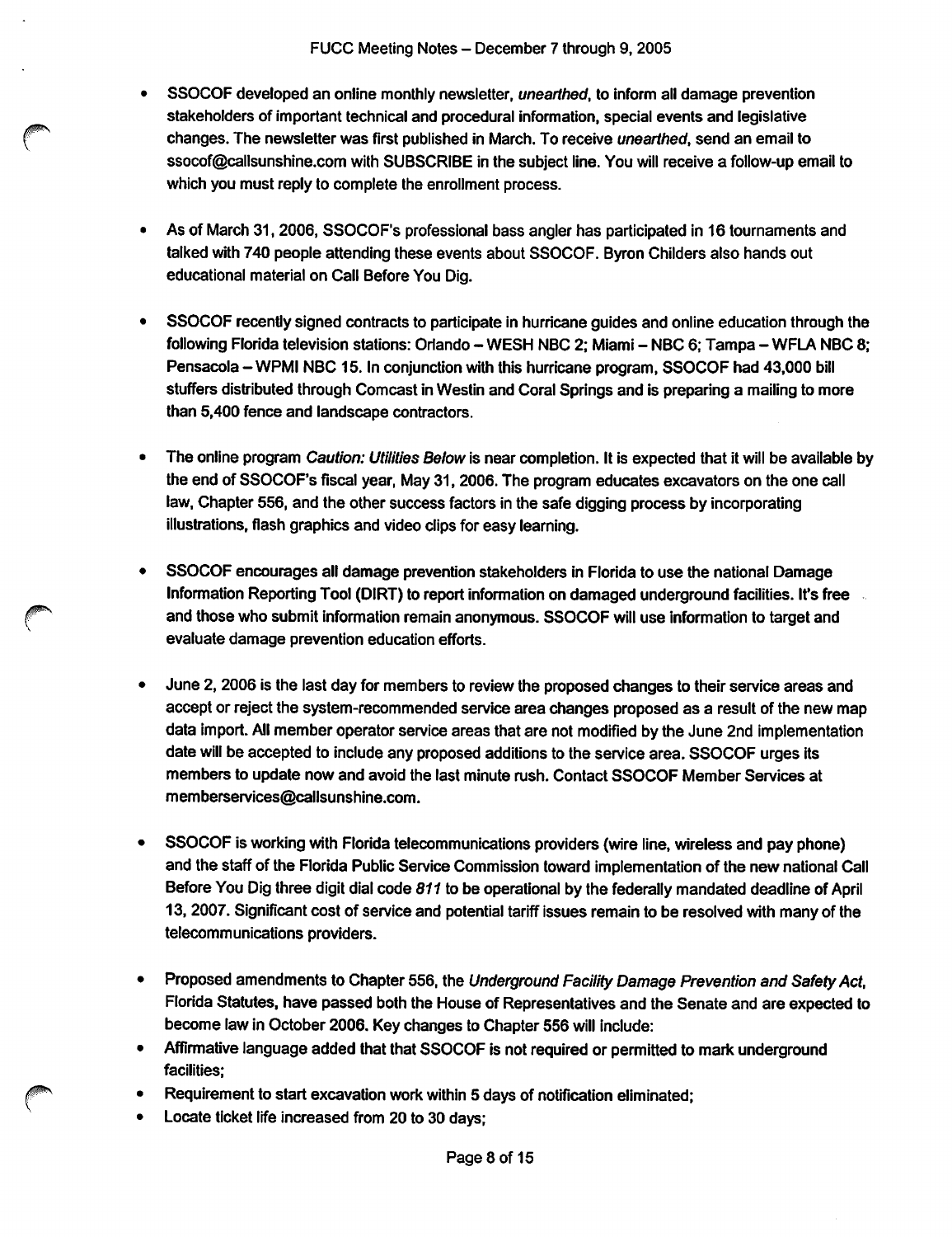- SSOCOF developed an online monthly newsletter, *unearthed*, to inform all damage prevention stakeholders of important technical and procedural information, special events and legislative changes. The newsletter was first published in March. To receive *unearthed*, send an email to ssocof@callsunshine.com with SUBSCRIBE in the subject line. You will receive a follow-up email to which you must reply to complete the enrollment process.

- As of March 31, 2006, SSOCOF's professional bass angler has participated in 16 tournaments and talked with 740 people attending these events about SSOCOF. Byron Childers also hands out educational material on Call Before You Dig.

- SSOCOF recently signed contracts to participate in hurricane guides and online education through the following Florida television stations: Orlando – WESH NBC 2; Miami – NBC 6; Tampa – WFLA NBC 8; Pensacola – WPMI NBC 15. In conjunction with this hurricane program, SSOCOF had 43,000 bill stuffers distributed through Comcast in Westin and Coral Springs and is preparing a mailing to more than 5,400 fence and landscape contractors.

- The online program *Caution: Utilities Below* is near completion. It is expected that it will be available by the end of SSOCOF's fiscal year, May 31, 2006. The program educates excavators on the one call law, Chapter 556, and the other success factors in the safe digging process by incorporating illustrations, flash graphics and video clips for easy learning.

- SSOCOF encourages all damage prevention stakeholders in Florida to use the national Damage Information Reporting Tool (DIRT) to report information on damaged underground facilities. It's free and those who submit information remain anonymous. SSOCOF will use information to target and evaluate damage prevention education efforts.

- June 2, 2006 is the last day for members to review the proposed changes to their service areas and accept or reject the system-recommended service area changes proposed as a result of the new map data import. All member operator service areas that are not modified by the June 2nd implementation date will be accepted to include any proposed additions to the service area. SSOCOF urges its members to update now and avoid the last minute rush. Contact SSOCOF Member Services at memberservices@callsunshine.com.

- SSOCOF is working with Florida telecommunications providers (wire line, wireless and pay phone) and the staff of the Florida Public Service Commission toward implementation of the new national Call Before You Dig three digit dial code *811* to be operational by the federally mandated deadline of April 13, 2007. Significant cost of service and potential tariff issues remain to be resolved with many of the telecommunications providers.

- Proposed amendments to Chapter 556, the *Underground Facility Damage Prevention and Safety Act*, Florida Statutes, have passed both the House of Representatives and the Senate and are expected to become law in October 2006. Key changes to Chapter 556 will include:
- Affirmative language added that that SSOCOF is not required or permitted to mark underground facilities;
- Requirement to start excavation work within 5 days of notification eliminated;
- Locate ticket life increased from 20 to 30 days;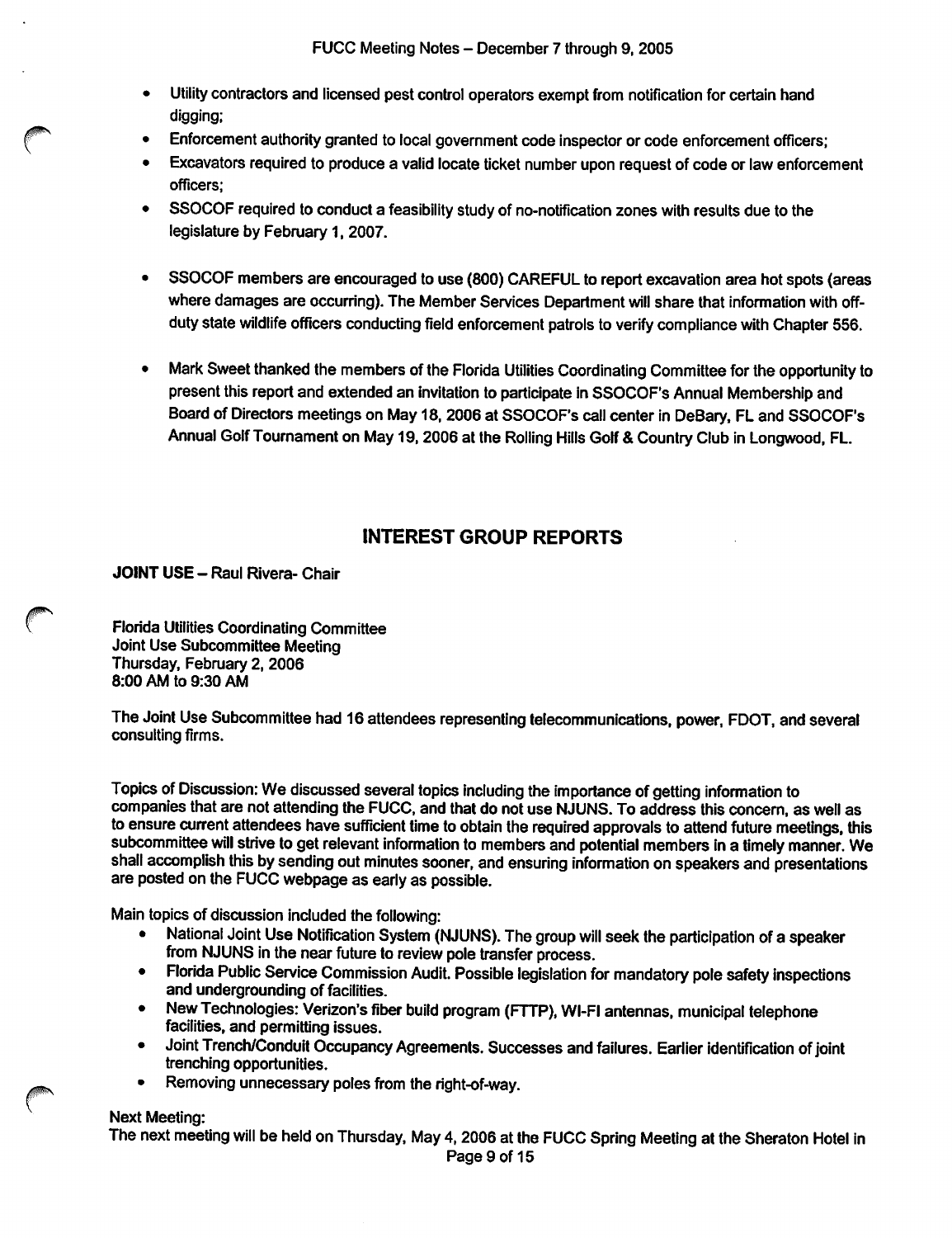- Utility contractors and licensed pest control operators exempt from notification for certain hand digging;
- Enforcement authority granted to local government code inspector or code enforcement officers;
- Excavators required to produce a valid locate ticket number upon request of code or law enforcement officers;
- SSOCOF required to conduct a feasibility study of no-notification zones with results due to the legislature by February 1, 2007.

- SSOCOF members are encouraged to use (800) CAREFUL to report excavation area hot spots (areas where damages are occurring). The Member Services Department will share that information with off-duty state wildlife officers conducting field enforcement patrols to verify compliance with Chapter 556.

- Mark Sweet thanked the members of the Florida Utilities Coordinating Committee for the opportunity to present this report and extended an invitation to participate in SSOCOF's Annual Membership and Board of Directors meetings on May 18, 2006 at SSOCOF's call center in DeBary, FL and SSOCOF's Annual Golf Tournament on May 19, 2006 at the Rolling Hills Golf & Country Club in Longwood, FL.

## INTEREST GROUP REPORTS

**JOINT USE** – Raul Rivera- Chair

Florida Utilities Coordinating Committee
Joint Use Subcommittee Meeting
Thursday, February 2, 2006
8:00 AM to 9:30 AM

The Joint Use Subcommittee had 16 attendees representing telecommunications, power, FDOT, and several consulting firms.

Topics of Discussion: We discussed several topics including the importance of getting information to companies that are not attending the FUCC, and that do not use NJUNS. To address this concern, as well as to ensure current attendees have sufficient time to obtain the required approvals to attend future meetings, this subcommittee will strive to get relevant information to members and potential members in a timely manner. We shall accomplish this by sending out minutes sooner, and ensuring information on speakers and presentations are posted on the FUCC webpage as early as possible.

Main topics of discussion included the following:

- National Joint Use Notification System (NJUNS). The group will seek the participation of a speaker from NJUNS in the near future to review pole transfer process.
- Florida Public Service Commission Audit. Possible legislation for mandatory pole safety inspections and undergrounding of facilities.
- New Technologies: Verizon's fiber build program (FTTP), WI-FI antennas, municipal telephone facilities, and permitting issues.
- Joint Trench/Conduit Occupancy Agreements. Successes and failures. Earlier identification of joint trenching opportunities.
- Removing unnecessary poles from the right-of-way.

Next Meeting:
The next meeting will be held on Thursday, May 4, 2006 at the FUCC Spring Meeting at the Sheraton Hotel in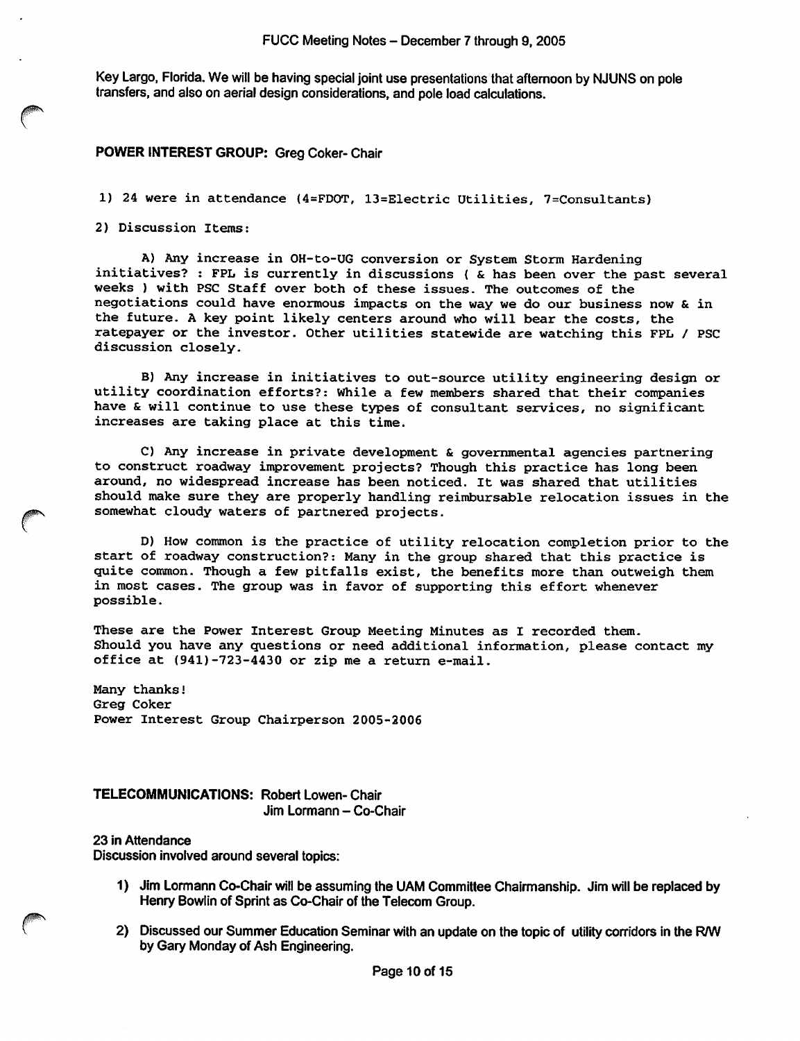Key Largo, Florida. We will be having special joint use presentations that afternoon by NJUNS on pole transfers, and also on aerial design considerations, and pole load calculations.

**POWER INTEREST GROUP:** Greg Coker- Chair

1) 24 were in attendance (4=FDOT, 13=Electric Utilities, 7=Consultants)

2) Discussion Items:

A) Any increase in OH-to-UG conversion or System Storm Hardening initiatives? : FPL is currently in discussions ( & has been over the past several weeks ) with PSC Staff over both of these issues. The outcomes of the negotiations could have enormous impacts on the way we do our business now & in the future. A key point likely centers around who will bear the costs, the ratepayer or the investor. Other utilities statewide are watching this FPL / PSC discussion closely.

B) Any increase in initiatives to out-source utility engineering design or utility coordination efforts?: While a few members shared that their companies have & will continue to use these types of consultant services, no significant increases are taking place at this time.

C) Any increase in private development & governmental agencies partnering to construct roadway improvement projects? Though this practice has long been around, no widespread increase has been noticed. It was shared that utilities should make sure they are properly handling reimbursable relocation issues in the somewhat cloudy waters of partnered projects.

D) How common is the practice of utility relocation completion prior to the start of roadway construction?: Many in the group shared that this practice is quite common. Though a few pitfalls exist, the benefits more than outweigh them in most cases. The group was in favor of supporting this effort whenever possible.

These are the Power Interest Group Meeting Minutes as I recorded them. Should you have any questions or need additional information, please contact my office at (941)-723-4430 or zip me a return e-mail.

Many thanks!
Greg Coker
Power Interest Group Chairperson 2005-2006

**TELECOMMUNICATIONS:** Robert Lowen- Chair
Jim Lormann – Co-Chair

**23 in Attendance**
**Discussion involved around several topics:**

1) **Jim Lormann Co-Chair will be assuming the UAM Committee Chairmanship. Jim will be replaced by Henry Bowlin of Sprint as Co-Chair of the Telecom Group.**
2) **Discussed our Summer Education Seminar with an update on the topic of utility corridors in the R/W by Gary Monday of Ash Engineering.**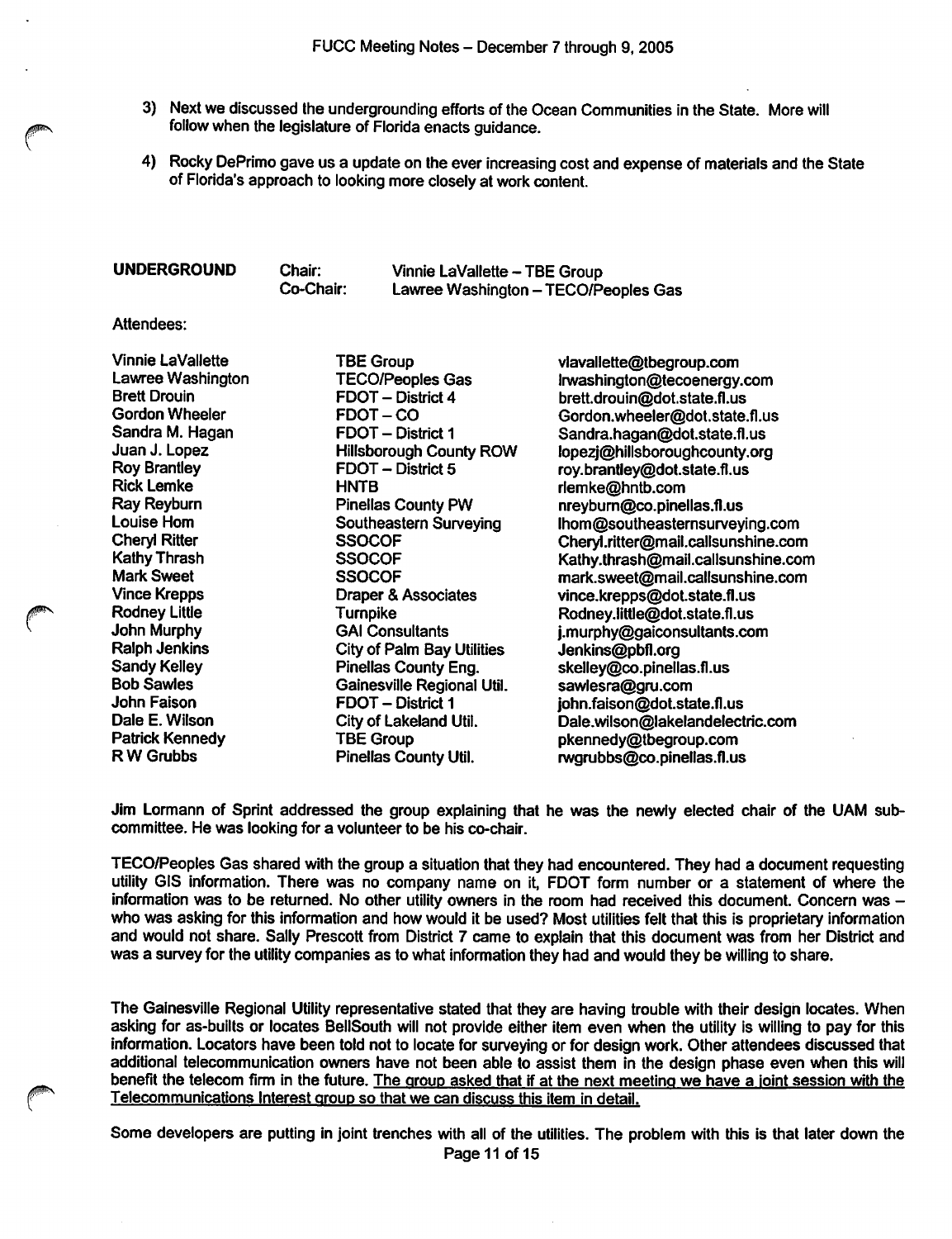3) Next we discussed the undergrounding efforts of the Ocean Communities in the State. More will follow when the legislature of Florida enacts guidance.

4) Rocky DePrimo gave us a update on the ever increasing cost and expense of materials and the State of Florida's approach to looking more closely at work content.

**UNDERGROUND** Chair: Vinnie LaVallette – TBE Group
Co-Chair: Lawree Washington – TECO/Peoples Gas

Attendees:

| Name | Organization | Email |
| --- | --- | --- |
| Vinnie LaVallette | TBE Group | vlavallette@tbegroup.com |
| Lawree Washington | TECO/Peoples Gas | lrwashington@tecoenergy.com |
| Brett Drouin | FDOT – District 4 | brett.drouin@dot.state.fl.us |
| Gordon Wheeler | FDOT – CO | Gordon.wheeler@dot.state.fl.us |
| Sandra M. Hagan | FDOT – District 1 | Sandra.hagan@dot.state.fl.us |
| Juan J. Lopez | Hillsborough County ROW | lopezj@hillsboroughcounty.org |
| Roy Brantley | FDOT – District 5 | roy.brantley@dot.state.fl.us |
| Rick Lemke | HNTB | rlemke@hntb.com |
| Ray Reyburn | Pinellas County PW | nreyburn@co.pinellas.fl.us |
| Louise Hom | Southeastern Surveying | lhom@southeasternsurveying.com |
| Cheryl Ritter | SSOCOF | Cheryl.ritter@mail.callsunshine.com |
| Kathy Thrash | SSOCOF | Kathy.thrash@mail.callsunshine.com |
| Mark Sweet | SSOCOF | mark.sweet@mail.callsunshine.com |
| Vince Krepps | Draper & Associates | vince.krepps@dot.state.fl.us |
| Rodney Little | Turnpike | Rodney.little@dot.state.fl.us |
| John Murphy | GAI Consultants | j.murphy@gaiconsultants.com |
| Ralph Jenkins | City of Palm Bay Utilities | Jenkins@pbfl.org |
| Sandy Kelley | Pinellas County Eng. | skelley@co.pinellas.fl.us |
| Bob Sawles | Gainesville Regional Util. | sawlesra@gru.com |
| John Faison | FDOT – District 1 | john.faison@dot.state.fl.us |
| Dale E. Wilson | City of Lakeland Util. | Dale.wilson@lakelandelectric.com |
| Patrick Kennedy | TBE Group | pkennedy@tbegroup.com |
| R W Grubbs | Pinellas County Util. | rwgrubbs@co.pinellas.fl.us |

Jim Lormann of Sprint addressed the group explaining that he was the newly elected chair of the UAM sub-committee. He was looking for a volunteer to be his co-chair.

TECO/Peoples Gas shared with the group a situation that they had encountered. They had a document requesting utility GIS information. There was no company name on it, FDOT form number or a statement of where the information was to be returned. No other utility owners in the room had received this document. Concern was – who was asking for this information and how would it be used? Most utilities felt that this is proprietary information and would not share. Sally Prescott from District 7 came to explain that this document was from her District and was a survey for the utility companies as to what information they had and would they be willing to share.

The Gainesville Regional Utility representative stated that they are having trouble with their design locates. When asking for as-builts or locates BellSouth will not provide either item even when the utility is willing to pay for this information. Locators have been told not to locate for surveying or for design work. Other attendees discussed that additional telecommunication owners have not been able to assist them in the design phase even when this will benefit the telecom firm in the future. <u>The group asked that if at the next meeting we have a joint session with the Telecommunications Interest group so that we can discuss this item in detail.</u>

Some developers are putting in joint trenches with all of the utilities. The problem with this is that later down the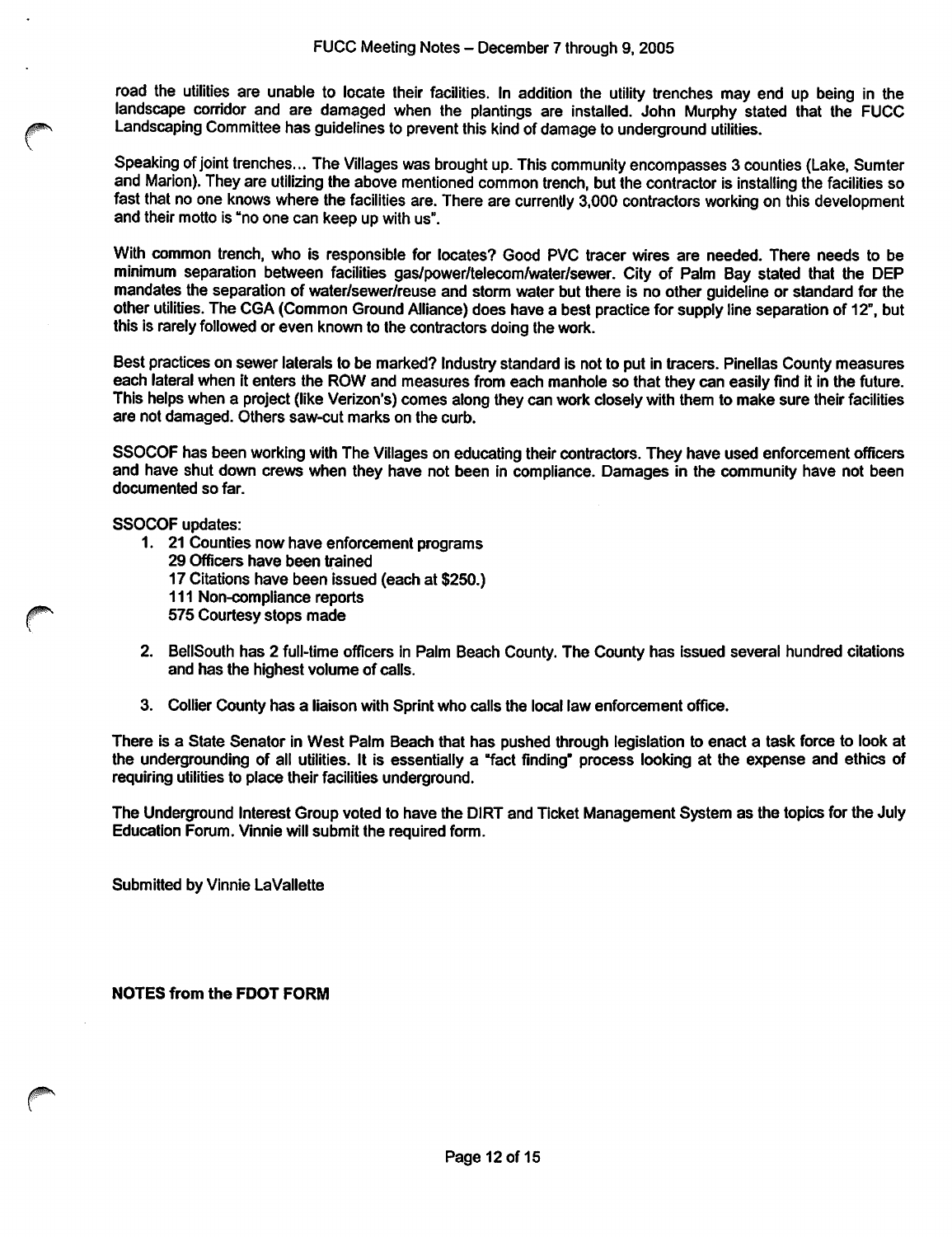road the utilities are unable to locate their facilities. In addition the utility trenches may end up being in the landscape corridor and are damaged when the plantings are installed. John Murphy stated that the FUCC Landscaping Committee has guidelines to prevent this kind of damage to underground utilities.

Speaking of joint trenches... The Villages was brought up. This community encompasses 3 counties (Lake, Sumter and Marion). They are utilizing the above mentioned common trench, but the contractor is installing the facilities so fast that no one knows where the facilities are. There are currently 3,000 contractors working on this development and their motto is "no one can keep up with us".

With common trench, who is responsible for locates? Good PVC tracer wires are needed. There needs to be minimum separation between facilities gas/power/telecom/water/sewer. City of Palm Bay stated that the DEP mandates the separation of water/sewer/reuse and storm water but there is no other guideline or standard for the other utilities. The CGA (Common Ground Alliance) does have a best practice for supply line separation of 12", but this is rarely followed or even known to the contractors doing the work.

Best practices on sewer laterals to be marked? Industry standard is not to put in tracers. Pinellas County measures each lateral when it enters the ROW and measures from each manhole so that they can easily find it in the future. This helps when a project (like Verizon's) comes along they can work closely with them to make sure their facilities are not damaged. Others saw-cut marks on the curb.

SSOCOF has been working with The Villages on educating their contractors. They have used enforcement officers and have shut down crews when they have not been in compliance. Damages in the community have not been documented so far.

SSOCOF updates:

1. 21 Counties now have enforcement programs
   29 Officers have been trained
   17 Citations have been issued (each at $250.)
   111 Non-compliance reports
   575 Courtesy stops made
2. BellSouth has 2 full-time officers in Palm Beach County. The County has issued several hundred citations and has the highest volume of calls.
3. Collier County has a liaison with Sprint who calls the local law enforcement office.

There is a State Senator in West Palm Beach that has pushed through legislation to enact a task force to look at the undergrounding of all utilities. It is essentially a "fact finding" process looking at the expense and ethics of requiring utilities to place their facilities underground.

The Underground Interest Group voted to have the DIRT and Ticket Management System as the topics for the July Education Forum. Vinnie will submit the required form.

Submitted by Vinnie LaVallette

**NOTES from the FDOT FORM**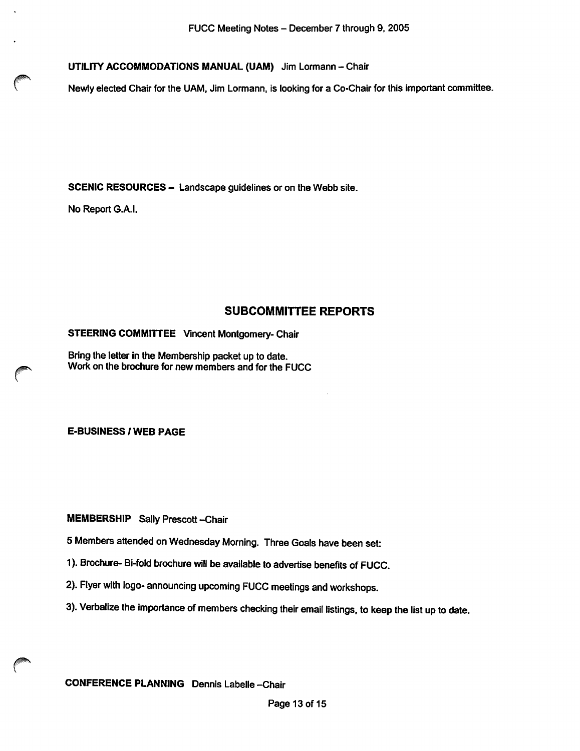**UTILITY ACCOMMODATIONS MANUAL (UAM)** Jim Lormann – Chair

Newly elected Chair for the UAM, Jim Lormann, is looking for a Co-Chair for this important committee.

**SCENIC RESOURCES –** Landscape guidelines or on the Webb site.

No Report G.A.I.

## SUBCOMMITTEE REPORTS

**STEERING COMMITTEE** Vincent Montgomery- Chair

Bring the letter in the Membership packet up to date.
Work on the brochure for new members and for the FUCC

**E-BUSINESS / WEB PAGE**

**MEMBERSHIP** Sally Prescott –Chair

5 Members attended on Wednesday Morning. Three Goals have been set:

1). Brochure- Bi-fold brochure will be available to advertise benefits of FUCC.

2). Flyer with logo- announcing upcoming FUCC meetings and workshops.

3). Verbalize the importance of members checking their email listings, to keep the list up to date.

**CONFERENCE PLANNING** Dennis Labelle –Chair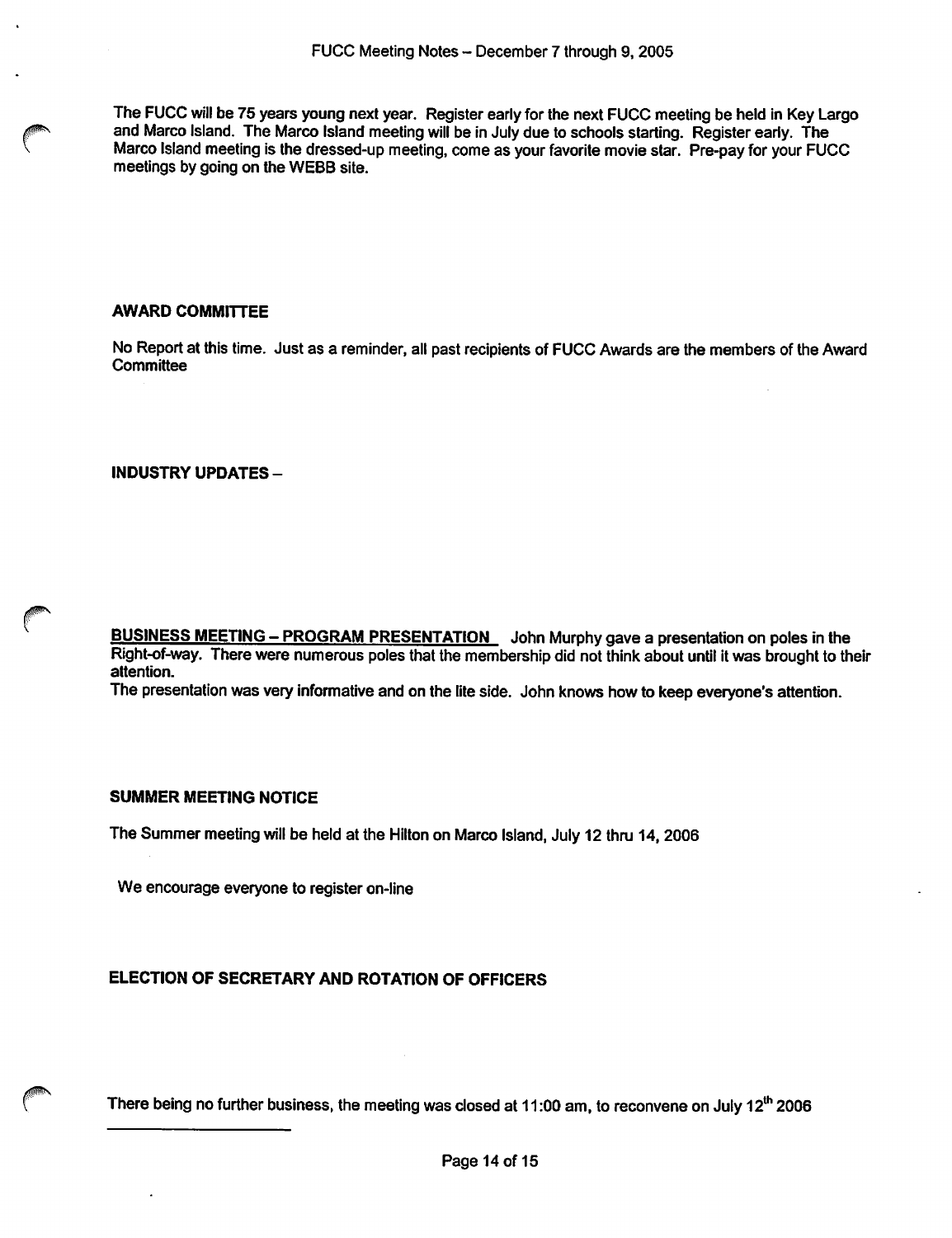The FUCC will be 75 years young next year. Register early for the next FUCC meeting be held in Key Largo and Marco Island. The Marco Island meeting will be in July due to schools starting. Register early. The Marco Island meeting is the dressed-up meeting, come as your favorite movie star. Pre-pay for your FUCC meetings by going on the WEBB site.

### AWARD COMMITTEE

No Report at this time. Just as a reminder, all past recipients of FUCC Awards are the members of the Award Committee

### INDUSTRY UPDATES –

**BUSINESS MEETING – PROGRAM PRESENTATION** John Murphy gave a presentation on poles in the Right-of-way. There were numerous poles that the membership did not think about until it was brought to their attention.

The presentation was very informative and on the lite side. John knows how to keep everyone's attention.

### SUMMER MEETING NOTICE

The Summer meeting will be held at the Hilton on Marco Island, July 12 thru 14, 2006

We encourage everyone to register on-line

### ELECTION OF SECRETARY AND ROTATION OF OFFICERS

There being no further business, the meeting was closed at 11:00 am, to reconvene on July 12th 2006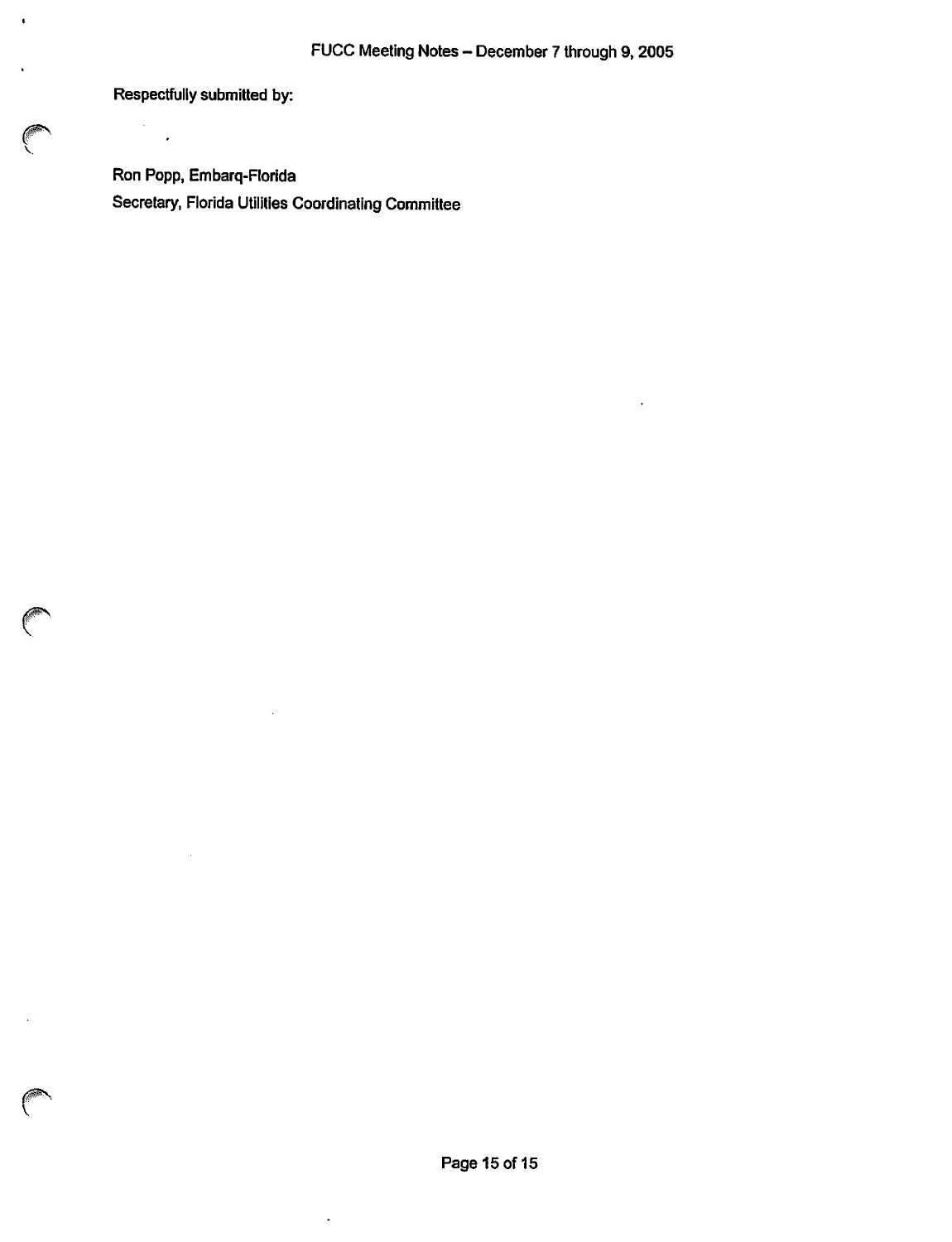Respectfully submitted by:

Ron Popp, Embarq-Florida

Secretary, Florida Utilities Coordinating Committee